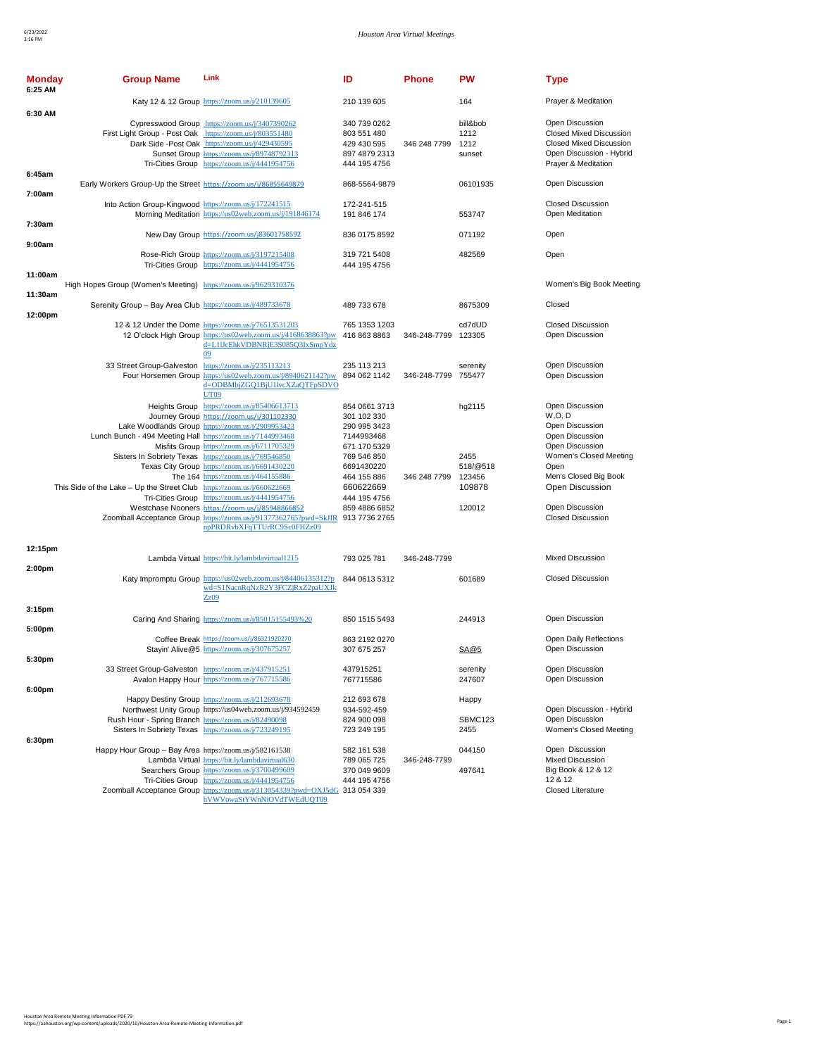*Houston Area Virtual Meetings*

| Monday | Group Name | Link | ID | Phone | PW | Type |
|---|---|---|---|---|---|---|
| 6:25 AM | | | | | | |
| | Katy 12 & 12 Group | https://zoom.us/j/210139605 | 210 139 605 | | 164 | Prayer & Meditation |
| 6:30 AM | | | | | | |
| | Cypresswood Group | https://zoom.us/j/3407390262 | 340 739 0262 | | bill&bob | Open Discussion |
| | First Light Group - Post Oak | https://zoom.us/j/803551480 | 803 551 480 | | 1212 | Closed Mixed Discussion |
| | Dark Side -Post Oak | https://zoom.us/j/429430595 | 429 430 595 | 346 248 7799 | 1212 | Closed Mixed Discussion |
| | Sunset Group | https://zoom.us/j/89748792313 | 897 4879 2313 | | sunset | Open Discussion - Hybrid |
| | Tri-Cities Group | https://zoom.us/j/4441954756 | 444 195 4756 | | | Prayer & Meditation |
| 6:45am | | | | | | |
| | Early Workers Group-Up the Street | https://zoom.us/j/86855649879 | 868-5564-9879 | | 06101935 | Open Discussion |
| 7:00am | | | | | | |
| | Into Action Group-Kingwood | https://zoom.us/j/172241515 | 172-241-515 | | | Closed Discussion |
| | Morning Meditation | https://us02web.zoom.us/j/191846174 | 191 846 174 | | 553747 | Open Meditation |
| 7:30am | | | | | | |
| | New Day Group | https://zoom.us/j83601758592 | 836 0175 8592 | | 071192 | Open |
| 9:00am | | | | | | |
| | Rose-Rich Group | https://zoom.us/j/3197215408 | 319 721 5408 | | 482569 | Open |
| | Tri-Cities Group | https://zoom.us/j/4441954756 | 444 195 4756 | | | |
| 11:00am | | | | | | |
| | High Hopes Group (Women's Meeting) | https://zoom.us/j/9629310376 | | | | Women's Big Book Meeting |
| 11:30am | | | | | | |
| | Serenity Group – Bay Area Club | https://zoom.us/j/489733678 | 489 733 678 | | 8675309 | Closed |
| 12:00pm | | | | | | |
| | 12 & 12 Under the Dome | https://zoom.us/j/76513531203 | 765 1353 1203 | | cd7dUD | Closed Discussion |
| | 12 O'clock High Group | https://us02web.zoom.us/j/4168638863?pwd=L1lJcEhkVDBNRjE3S085Q3lxSmpYdz09 | 416 863 8863 | 346-248-7799 | 123305 | Open Discussion |
| | 33 Street Group-Galveston | https://zoom.us/j/235113213 | 235 113 213 | | serenity | Open Discussion |
| | Four Horsemen Group | https://us02web.zoom.us/j/8940621142?pwd=ODBMbjZGQ1BjU1lvcXZaQTFpSDVOUT09 | 894 062 1142 | 346-248-7799 | 755477 | Open Discussion |
| | Heights Group | https://zoom.us/j/85406613713 | 854 0661 3713 | | hg2115 | Open Discussion |
| | Journey Group | https://zoom.us/j/301102330 | 301 102 330 | | | W,O, D |
| | Lake Woodlands Group | https://zoom.us/j/2909953423 | 290 995 3423 | | | Open Discussion |
| | Lunch Bunch - 494 Meeting Hall | https://zoom.us/j/7144993468 | 7144993468 | | | Open Discussion |
| | Misfits Group | https://zoom.us/j/6711705329 | 671 170 5329 | | | Open Discussion |
| | Sisters In Sobriety Texas | https://zoom.us/j/769546850 | 769 546 850 | | 2455 | Women's Closed Meeting |
| | Texas City Group | https://zoom.us/j/6691430220 | 6691430220 | | 518/@518 | Open |
| | The 164 | https://zoom.us/j/464155886 | 464 155 886 | 346 248 7799 | 123456 | Men's Closed Big Book |
| | This Side of the Lake – Up the Street Club | https://zoom.us/j/660622669 | 660622669 | | 109878 | Open Discussion |
| | Tri-Cities Group | https://zoom.us/j/4441954756 | 444 195 4756 | | | |
| | Westchase Nooners | https://zoom.us/j/85948866852 | 859 4886 6852 | | 120012 | Open Discussion |
| | Zoomball Acceptance Group | https://zoom.us/j/91377362765?pwd=SkJIRnpPRDRvbXFqTTUrRC9Sc0FHZz09 | 913 7736 2765 | | | Closed Discussion |
| 12:15pm | | | | | | |
| | Lambda Virtual | https://bit.ly/lambdavirtual1215 | 793 025 781 | 346-248-7799 | | Mixed Discussion |
| 2:00pm | | | | | | |
| | Katy Impromptu Group | https://us02web.zoom.us/j/84406135312?pwd=S1NacnRqNzR2Y3FCZjRxZ2paUXJkZz09 | 844 0613 5312 | | 601689 | Closed Discussion |
| 3:15pm | | | | | | |
| | Caring And Sharing | https://zoom.us/j/85015155493%20 | 850 1515 5493 | | 244913 | Open Discussion |
| 5:00pm | | | | | | |
| | Coffee Break | https://zoom.us/j/86321920270 | 863 2192 0270 | | | Open Daily Reflections |
| | Stayin' Alive@5 | https://zoom.us/j/307675257 | 307 675 257 | | SA@5 | Open Discussion |
| 5:30pm | | | | | | |
| | 33 Street Group-Galveston | https://zoom.us/j/437915251 | 437915251 | | serenity | Open Discussion |
| | Avalon Happy Hour | https://zoom.us/j/767715586 | 767715586 | | 247607 | Open Discussion |
| 6:00pm | | | | | | |
| | Happy Destiny Group | https://zoom.us/j/212693678 | 212 693 678 | | Happy | |
| | Northwest Unity Group | https://us04web.zoom.us/j/934592459 | 934-592-459 | | | Open Discussion - Hybrid |
| | Rush Hour - Spring Branch | https://zoom.us/j/82490098 | 824 900 098 | | SBMC123 | Open Discussion |
| | Sisters In Sobriety Texas | https://zoom.us/j/723249195 | 723 249 195 | | 2455 | Women's Closed Meeting |
| 6:30pm | | | | | | |
| | Happy Hour Group – Bay Area | https://zoom.us/j/582161538 | 582 161 538 | | 044150 | Open Discussion |
| | Lambda Virtual | https://bit.ly/lambdavirtual630 | 789 065 725 | 346-248-7799 | | Mixed Discussion |
| | Searchers Group | https://zoom.us/j/3700499609 | 370 049 9609 | | 497641 | Big Book & 12 & 12 |
| | Tri-Cities Group | https://zoom.us/j/4441954756 | 444 195 4756 | | | 12 & 12 |
| | Zoomball Acceptance Group | https://zoom.us/j/313054339?pwd=OXJ5dGhVWVowaStYWnNiOVdTWEdUQT09 | 313 054 339 | | | Closed Literature |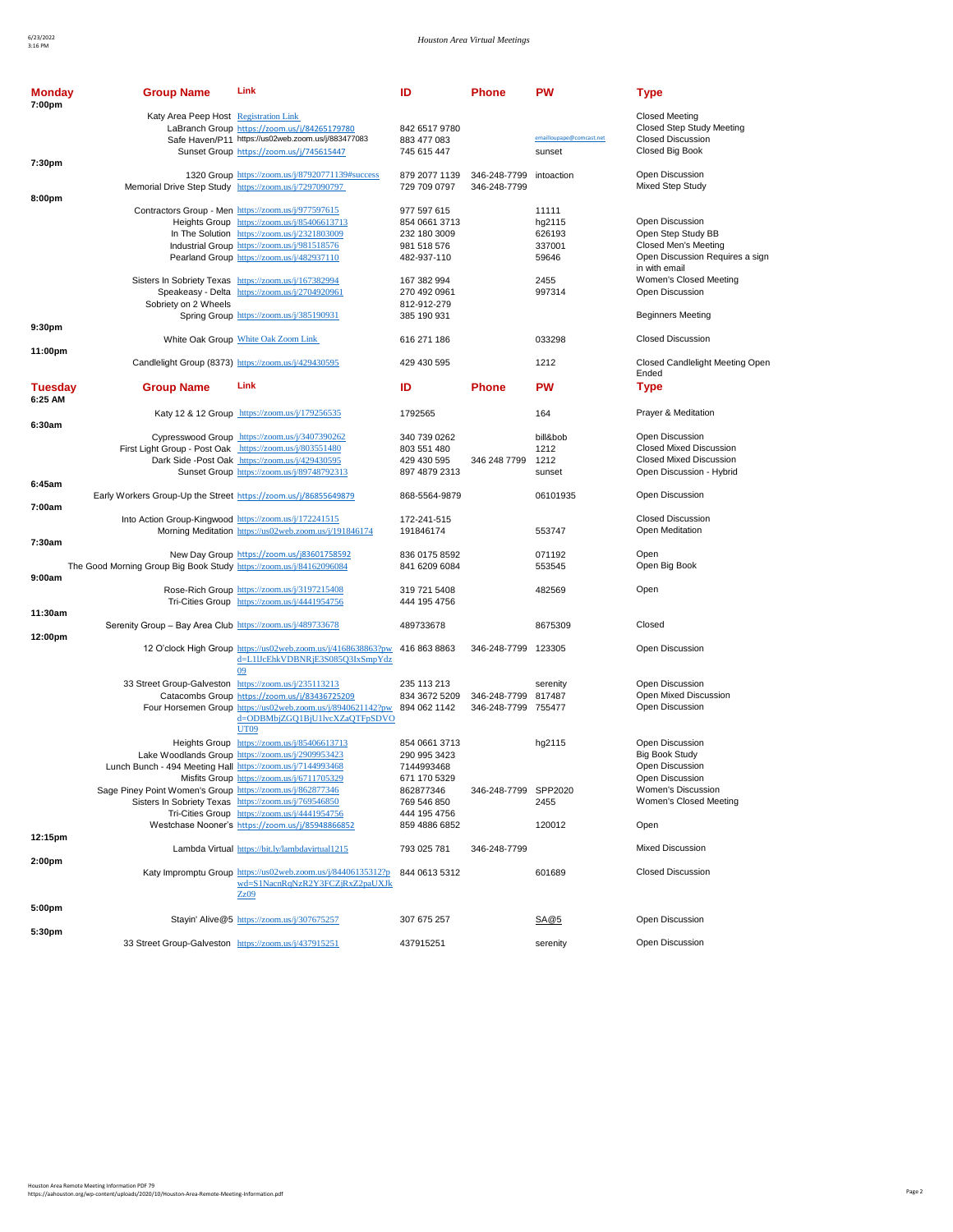| Monday | Group Name | Link | ID | Phone | PW | Type |
|---|---|---|---|---|---|---|
| 7:00pm | | | | | | |
| | Katy Area Peep Host | Registration Link | | | | Closed Meeting |
| | LaBranch Group | https://zoom.us/j/84265179780 | 842 6517 9780 | | | Closed Step Study Meeting |
| | Safe Haven/P11 | https://us02web.zoom.us/j/883477083 | 883 477 083 | | emailloupape@comcast.net | Closed Discussion |
| | Sunset Group | https://zoom.us/j/745615447 | 745 615 447 | | sunset | Closed Big Book |
| 7:30pm | | | | | | |
| | 1320 Group | https://zoom.us/j/87920771139#success | 879 2077 1139 | 346-248-7799 | intoaction | Open Discussion |
| | Memorial Drive Step Study | https://zoom.us/j/7297090797 | 729 709 0797 | 346-248-7799 | | Mixed Step Study |
| 8:00pm | | | | | | |
| | Contractors Group - Men | https://zoom.us/j/977597615 | 977 597 615 | | 11111 | |
| | Heights Group | https://zoom.us/j/85406613713 | 854 0661 3713 | | hg2115 | Open Discussion |
| | In The Solution | https://zoom.us/j/2321803009 | 232 180 3009 | | 626193 | Open Step Study BB |
| | Industrial Group | https://zoom.us/j/981518576 | 981 518 576 | | 337001 | Closed Men's Meeting |
| | Pearland Group | https://zoom.us/j/482937110 | 482-937-110 | | 59646 | Open Discussion Requires a sign in with email |
| | Sisters In Sobriety Texas | https://zoom.us/j/167382994 | 167 382 994 | | 2455 | Women's Closed Meeting |
| | Speakeasy - Delta | https://zoom.us/j/2704920961 | 270 492 0961 | | 997314 | Open Discussion |
| | Sobriety on 2 Wheels | | 812-912-279 | | | |
| | Spring Group | https://zoom.us/j/385190931 | 385 190 931 | | | Beginners Meeting |
| 9:30pm | | | | | | |
| | White Oak Group | White Oak Zoom Link | 616 271 186 | | 033298 | Closed Discussion |
| 11:00pm | | | | | | |
| | Candlelight Group (8373) | https://zoom.us/j/429430595 | 429 430 595 | | 1212 | Closed Candlelight Meeting Open Ended |

| Tuesday | Group Name | Link | ID | Phone | PW | Type |
|---|---|---|---|---|---|---|
| 6:25 AM | | | | | | |
| | Katy 12 & 12 Group | https://zoom.us/j/179256535 | 1792565 | | 164 | Prayer & Meditation |
| 6:30am | | | | | | |
| | Cypresswood Group | https://zoom.us/j/3407390262 | 340 739 0262 | | bill&bob | Open Discussion |
| | First Light Group - Post Oak | https://zoom.us/j/803551480 | 803 551 480 | | 1212 | Closed Mixed Discussion |
| | Dark Side -Post Oak | https://zoom.us/j/429430595 | 429 430 595 | 346 248 7799 | 1212 | Closed Mixed Discussion |
| | Sunset Group | https://zoom.us/j/89748792313 | 897 4879 2313 | | sunset | Open Discussion - Hybrid |
| 6:45am | | | | | | |
| | Early Workers Group-Up the Street | https://zoom.us/j/86855649879 | 868-5564-9879 | | 06101935 | Open Discussion |
| 7:00am | | | | | | |
| | Into Action Group-Kingwood | https://zoom.us/j/172241515 | 172-241-515 | | | Closed Discussion |
| | Morning Meditation | https://us02web.zoom.us/j/191846174 | 191846174 | | 553747 | Open Meditation |
| 7:30am | | | | | | |
| | New Day Group | https://zoom.us/j83601758592 | 836 0175 8592 | | 071192 | Open |
| | The Good Morning Group Big Book Study | https://zoom.us/j/84162096084 | 841 6209 6084 | | 553545 | Open Big Book |
| 9:00am | | | | | | |
| | Rose-Rich Group | https://zoom.us/j/3197215408 | 319 721 5408 | | 482569 | Open |
| | Tri-Cities Group | https://zoom.us/j/4441954756 | 444 195 4756 | | | |
| 11:30am | | | | | | |
| | Serenity Group – Bay Area Club | https://zoom.us/j/489733678 | 489733678 | | 8675309 | Closed |
| 12:00pm | | | | | | |
| | 12 O'clock High Group | https://us02web.zoom.us/j/4168638863?pwd=L1UcEhkVDBNRjE3S085Q3IxSmpYdz09 | 416 863 8863 | 346-248-7799 | 123305 | Open Discussion |
| | 33 Street Group-Galveston | https://zoom.us/j/235113213 | 235 113 213 | | serenity | Open Discussion |
| | Catacombs Group | https://zoom.us/j/83436725209 | 834 3672 5209 | 346-248-7799 | 817487 | Open Mixed Discussion |
| | Four Horsemen Group | https://us02web.zoom.us/j/8940621142?pwd=ODBMbjZGQ1BjU1lvcXZaQTFpSDVOUT09 | 894 062 1142 | 346-248-7799 | 755477 | Open Discussion |
| | Heights Group | https://zoom.us/j/85406613713 | 854 0661 3713 | | hg2115 | Open Discussion |
| | Lake Woodlands Group | https://zoom.us/j/2909953423 | 290 995 3423 | | | Big Book Study |
| | Lunch Bunch - 494 Meeting Hall | https://zoom.us/j/7144993468 | 7144993468 | | | Open Discussion |
| | Misfits Group | https://zoom.us/j/6711705329 | 671 170 5329 | | | Open Discussion |
| | Sage Piney Point Women's Group | https://zoom.us/j/862877346 | 862877346 | 346-248-7799 | SPP2020 | Women's Discussion |
| | Sisters In Sobriety Texas | https://zoom.us/j/769546850 | 769 546 850 | | 2455 | Women's Closed Meeting |
| | Tri-Cities Group | https://zoom.us/j/4441954756 | 444 195 4756 | | | |
| | Westchase Nooner's | https://zoom.us/j/85948866852 | 859 4886 6852 | | 120012 | Open |
| 12:15pm | | | | | | |
| | Lambda Virtual | https://bit.ly/lambdavirtual1215 | 793 025 781 | 346-248-7799 | | Mixed Discussion |
| 2:00pm | | | | | | |
| | Katy Impromptu Group | https://us02web.zoom.us/j/84406135312?pwd=S1NacnRqNzR2Y3FCZjRxZ2paUXJkZz09 | 844 0613 5312 | | 601689 | Closed Discussion |
| 5:00pm | | | | | | |
| | Stayin' Alive@5 | https://zoom.us/j/307675257 | 307 675 257 | | SA@5 | Open Discussion |
| 5:30pm | | | | | | |
| | 33 Street Group-Galveston | https://zoom.us/j/437915251 | 437915251 | | serenity | Open Discussion |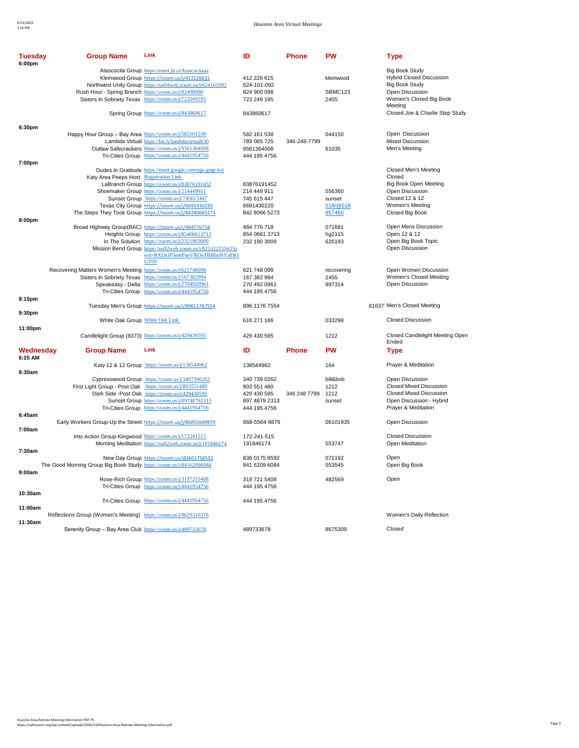| Tuesday | Group Name | Link | ID | Phone | PW | Type |
|---|---|---|---|---|---|---|
| 6:00pm | | | | | | |
| | Atascocita Group | https://meet.jit.si/Atascocitaaa | | | | Big Book Study |
| | Kleinwood Group | https://zoom.us/j/412226615 | 412 226 615 | | kleinwood | Hybrid Closed Discussion |
| | Northwest Unity Group | https://us04web.zoom.us/j/624101092 | 624-101-092 | | | Big Book Study |
| | Rush Hour - Spring Branch | https://zoom.us/j/82490098 | 824 900 098 | | SBMC123 | Open Discussion |
| | Sisters In Sobriety Texas | https://zoom.us/j/723249195 | 723 249 195 | | 2455 | Women's Closed Big Book Meeting |
| | Spring Group | https://zoom.us/j/843860617 | 843860617 | | | Closed Joe & Charlie Step Study |
| 6:30pm | | | | | | |
| | Happy Hour Group – Bay Area | https://zoom.us/j/582161538 | 582 161 538 | | 044150 | Open Discussion |
| | Lambda Virtual | https://bit.ly/lambdavirtual630 | 789 065 725 | 346-248-7799 | | Mixed Discussion |
| | Outlaw Safecrackers | https://zoom.us/j/9561364008 | 9561364008 | | 61035 | Men's Meeting |
| | Tri-Cities Group | https://zoom.us/j/4441954756 | 444 195 4756 | | | |
| 7:00pm | | | | | | |
| | Dudes In Gratitude | https://meet.google.com/pjp-gngt-bzj | | | | Closed Men's Meeting |
| | Katy Area Peeps Host | Registration Link | | | | Closed |
| | LaBranch Group | https://zoom.us/j/83876191452 | 83876191452 | | | Big Book Open Meeting |
| | Shoemaker Group | https://zoom.us/j/214449911 | 214 449 911 | | 556360 | Open Discussion |
| | Sunset Group | https://zoom.us/j/745615447 | 745 615 447 | | sunset | Closed 12 & 12 |
| | Texas City Group | https://zoom.us/j/6691430220 | 6691430220 | | 518/@518 | Women's Meeting |
| | The Steps They Took Group | https://zoom.us/j/84280665273 | 842 8066 5273 | | 857460 | Closed Big Book |
| 8:00pm | | | | | | |
| | Broad Highway Group(BAC) | https://zoom.us/j/484776718 | 484 776 718 | | 071681 | Open Mens Discussion |
| | Heights Group | https://zoom.us/j/85406613713 | 854 0661 3713 | | hg2115 | Open 12 & 12 |
| | In The Solution | https://zoom.us/j/2321803009 | 232 180 3009 | | 626193 | Open Big Book Topic |
| | Mission Bend Group | https://us02web.zoom.us/j/82532225563?pwd=RXl3clF0emFneVROeTBBbnNYaFR1UT09 | | | | Open Discussion |
| | Recovering Matters Women's Meeting | https://zoom.us/j/621748098 | 621 748 098 | | recovering | Open Women Discussion |
| | Sisters In Sobriety Texas | https://zoom.us/j/167382994 | 167 382 994 | | 2455 | Women's Closed Meeting |
| | Speakeasy - Delta | https://zoom.us/j/2704920961 | 270 492 0961 | | 997314 | Open Discussion |
| | Tri-Cities Group | https://zoom.us/j/4441954756 | 444 195 4756 | | | |
| 8:15pm | | | | | | |
| | Tuesday Men's Group | https://zoom.us/j/89611767554 | 896 1176 7554 | | 81637 | Men's Closed Meeting |
| 9:30pm | | | | | | |
| | White Oak Group | White Oak Link | 616 271 186 | | 033298 | Closed Discussion |
| 11:00pm | | | | | | |
| | Candlelight Group (8373) | https://zoom.us/j/429430595 | 429 430 595 | | 1212 | Closed Candlelight Meeting Open Ended |

| Wednesday | Group Name | Link | ID | Phone | PW | Type |
|---|---|---|---|---|---|---|
| 6:25 AM | | | | | | |
| | Katy 12 & 12 Group | https://zoom.us/j/138544962 | 138544962 | | 164 | Prayer & Meditation |
| 6:30am | | | | | | |
| | Cypresswood Group | https://zoom.us/j/3407390262 | 340 739 0262 | | bill&bob | Open Discussion |
| | First Light Group - Post Oak | https://zoom.us/j/803551480 | 803 551 480 | | 1212 | Closed Mixed Discussion |
| | Dark Side -Post Oak | https://zoom.us/j/429430595 | 429 430 595 | 346 248 7799 | 1212 | Closed Mixed Discussion |
| | Sunset Group | https://zoom.us/j/89748792313 | 897 4879 2313 | | sunset | Open Discussion - Hybrid |
| | Tri-Cities Group | https://zoom.us/j/4441954756 | 444 195 4756 | | | Prayer & Meditation |
| 6:45am | | | | | | |
| | Early Workers Group-Up the Street | https://zoom.us/j/86855649879 | 868-5564-9879 | | 06101935 | Open Discussion |
| 7:00am | | | | | | |
| | Into Action Group-Kingwood | https://zoom.us/j/172241515 | 172-241-515 | | | Closed Discussion |
| | Morning Meditation | https://us02web.zoom.us/j/191846174 | 191846174 | | 553747 | Open Meditation |
| 7:30am | | | | | | |
| | New Day Group | https://zoom.us/j83601758592 | 836 0175 8592 | | 071192 | Open |
| | The Good Morning Group Big Book Study | https://zoom.us/j/84162096084 | 841 6209 6084 | | 553545 | Open Big Book |
| 9:00am | | | | | | |
| | Rose-Rich Group | https://zoom.us/j/3197215408 | 319 721 5408 | | 482569 | Open |
| | Tri-Cities Group | https://zoom.us/j/4441954756 | 444 195 4756 | | | |
| 10:30am | | | | | | |
| | Tri-Cities Group | https://zoom.us/j/4441954756 | 444 195 4756 | | | |
| 11:00am | | | | | | |
| | Reflections Group (Women's Meeting) | https://zoom.us/j/9629310376 | | | | Women's Daily Reflection |
| 11:30am | | | | | | |
| | Serenity Group – Bay Area Club | https://zoom.us/j/489733678 | 489733678 | | 8675309 | Closed |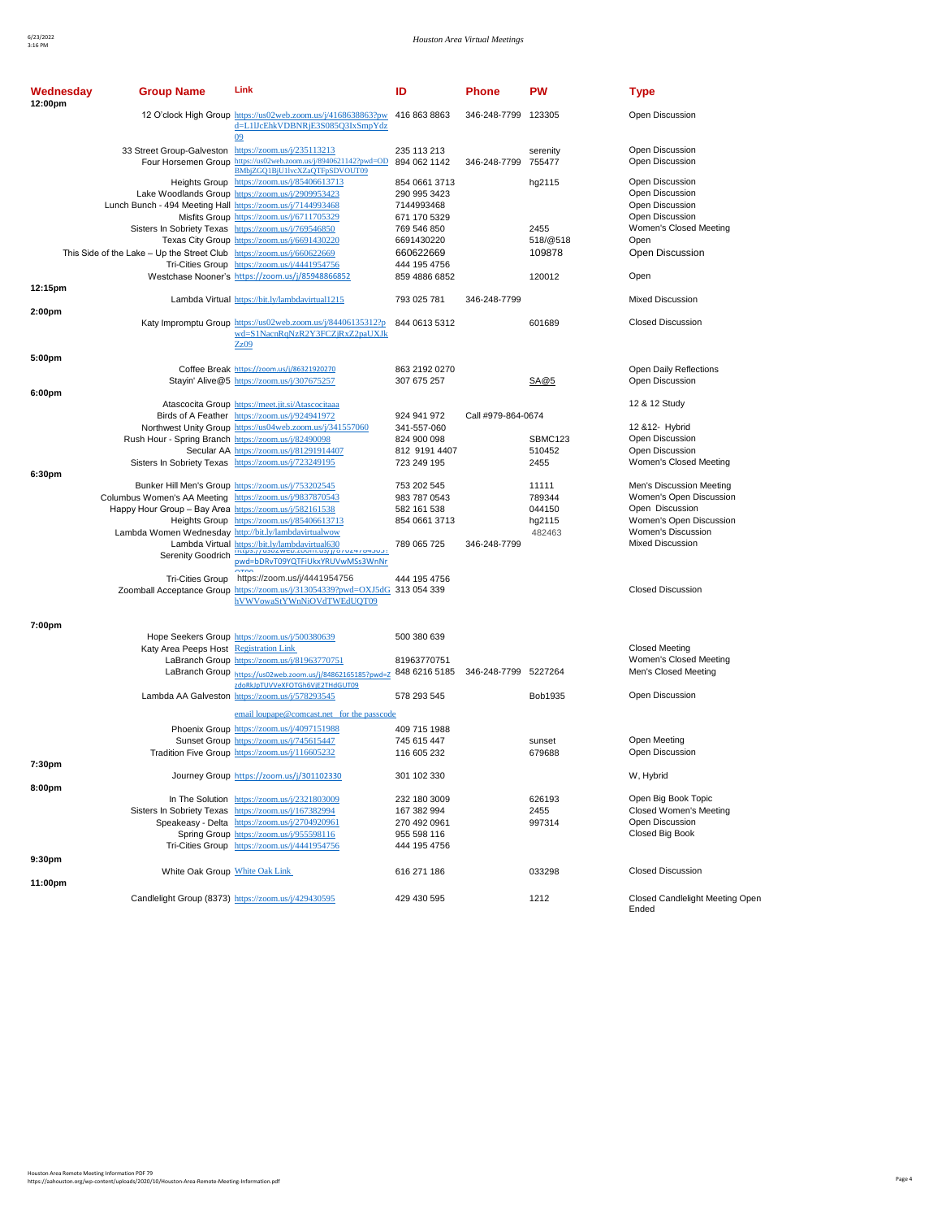| Wednesday | Group Name | Link | ID | Phone | PW | Type |
|---|---|---|---|---|---|---|
| 12:00pm | | | | | | |
| | 12 O'clock High Group | https://us02web.zoom.us/j/4168638863?pwd=L1lJcEhkVDBNRjE3S085Q3IxSmpYdz09 | 416 863 8863 | 346-248-7799 | 123305 | Open Discussion |
| | 33 Street Group-Galveston | https://zoom.us/j/235113213 | 235 113 213 | | serenity | Open Discussion |
| | Four Horsemen Group | https://us02web.zoom.us/j/8940621142?pwd=ODBMbjZGQ1BjU1lvcXZaQTFpSDVOUT09 | 894 062 1142 | 346-248-7799 | 755477 | Open Discussion |
| | Heights Group | https://zoom.us/j/85406613713 | 854 0661 3713 | | hg2115 | Open Discussion |
| | Lake Woodlands Group | https://zoom.us/j/2909953423 | 290 995 3423 | | | Open Discussion |
| | Lunch Bunch - 494 Meeting Hall | https://zoom.us/j/7144993468 | 7144993468 | | | Open Discussion |
| | Misfits Group | https://zoom.us/j/6711705329 | 671 170 5329 | | | Open Discussion |
| | Sisters In Sobriety Texas | https://zoom.us/j/769546850 | 769 546 850 | | 2455 | Women's Closed Meeting |
| | Texas City Group | https://zoom.us/j/6691430220 | 6691430220 | | 518/@518 | Open |
| | This Side of the Lake – Up the Street Club | https://zoom.us/j/660622669 | 660622669 | | 109878 | Open Discussion |
| | Tri-Cities Group | https://zoom.us/j/4441954756 | 444 195 4756 | | | |
| | Westchase Nooner's | https://zoom.us/j/85948866852 | 859 4886 6852 | | 120012 | Open |
| 12:15pm | | | | | | |
| | Lambda Virtual | https://bit.ly/lambdavirtual1215 | 793 025 781 | 346-248-7799 | | Mixed Discussion |
| 2:00pm | | | | | | |
| | Katy Impromptu Group | https://us02web.zoom.us/j/84406135312?pwd=S1NacnRqNzR2Y3FCZjRxZ2paUXJkZz09 | 844 0613 5312 | | 601689 | Closed Discussion |
| 5:00pm | | | | | | |
| | Coffee Break | https://zoom.us/j/86321920270 | 863 2192 0270 | | | Open Daily Reflections |
| | Stayin' Alive@5 | https://zoom.us/j/307675257 | 307 675 257 | | SA@5 | Open Discussion |
| 6:00pm | | | | | | |
| | Atascocita Group | https://meet.jit.si/Atascocitaaa | | | | 12 & 12 Study |
| | Birds of A Feather | https://zoom.us/j/924941972 | 924 941 972 | Call #979-864-0674 | | |
| | Northwest Unity Group | https://us04web.zoom.us/j/341557060 | 341-557-060 | | | 12 &12- Hybrid |
| | Rush Hour - Spring Branch | https://zoom.us/j/82490098 | 824 900 098 | | SBMC123 | Open Discussion |
| | Secular AA | https://zoom.us/j/81291914407 | 812 9191 4407 | | 510452 | Open Discussion |
| | Sisters In Sobriety Texas | https://zoom.us/j/723249195 | 723 249 195 | | 2455 | Women's Closed Meeting |
| 6:30pm | | | | | | |
| | Bunker Hill Men's Group | https://zoom.us/j/753202545 | 753 202 545 | | 11111 | Men's Discussion Meeting |
| | Columbus Women's AA Meeting | https://zoom.us/j/9837870543 | 983 787 0543 | | 789344 | Women's Open Discussion |
| | Happy Hour Group – Bay Area | https://zoom.us/j/582161538 | 582 161 538 | | 044150 | Open Discussion |
| | Heights Group | https://zoom.us/j/85406613713 | 854 0661 3713 | | hg2115 | Women's Open Discussion |
| | Lambda Women Wednesday | http://bit.ly/lambdavirtualwow | | | 482463 | Women's Discussion |
| | Lambda Virtual | https://bit.ly/lambdavirtual630 | 789 065 725 | 346-248-7799 | | Mixed Discussion |
| | Serenity Goodrich | https://us02web.zoom.us/j/87024784303?pwd=bDRvT09YQTFiUkxYRUVwMSs3WnNrQT09 | | | | |
| | Tri-Cities Group | https://zoom.us/j/4441954756 | 444 195 4756 | | | |
| | Zoomball Acceptance Group | https://zoom.us/j/313054339?pwd=OXJ5dGhVWVowaStYWnNiOVdTWEdUQT09 | 313 054 339 | | | Closed Discussion |
| 7:00pm | | | | | | |
| | Hope Seekers Group | https://zoom.us/j/500380639 | 500 380 639 | | | |
| | Katy Area Peeps Host | Registration Link | | | | Closed Meeting |
| | LaBranch Group | https://zoom.us/j/81963770751 | 81963770751 | | | Women's Closed Meeting |
| | LaBranch Group | https://us02web.zoom.us/j/84862165185?pwd=ZzdoRkJpTUVVeXFOTGh6VjE2THdGUT09 | 848 6216 5185 | 346-248-7799 | 5227264 | Men's Closed Meeting |
| | Lambda AA Galveston | https://zoom.us/j/578293545 | 578 293 545 | | Bob1935 | Open Discussion |
| | | email loupape@comcast.net for the passcode | | | | |
| | Phoenix Group | https://zoom.us/j/4097151988 | 409 715 1988 | | | |
| | Sunset Group | https://zoom.us/j/745615447 | 745 615 447 | | sunset | Open Meeting |
| | Tradition Five Group | https://zoom.us/j/116605232 | 116 605 232 | | 679688 | Open Discussion |
| 7:30pm | | | | | | |
| | Journey Group | https://zoom.us/j/301102330 | 301 102 330 | | | W, Hybrid |
| 8:00pm | | | | | | |
| | In The Solution | https://zoom.us/j/2321803009 | 232 180 3009 | | 626193 | Open Big Book Topic |
| | Sisters In Sobriety Texas | https://zoom.us/j/167382994 | 167 382 994 | | 2455 | Closed Women's Meeting |
| | Speakeasy - Delta | https://zoom.us/j/2704920961 | 270 492 0961 | | 997314 | Open Discussion |
| | Spring Group | https://zoom.us/j/955598116 | 955 598 116 | | | Closed Big Book |
| | Tri-Cities Group | https://zoom.us/j/4441954756 | 444 195 4756 | | | |
| 9:30pm | | | | | | |
| | White Oak Group | White Oak Link | 616 271 186 | | 033298 | Closed Discussion |
| 11:00pm | | | | | | |
| | Candlelight Group (8373) | https://zoom.us/j/429430595 | 429 430 595 | | 1212 | Closed Candlelight Meeting Open Ended |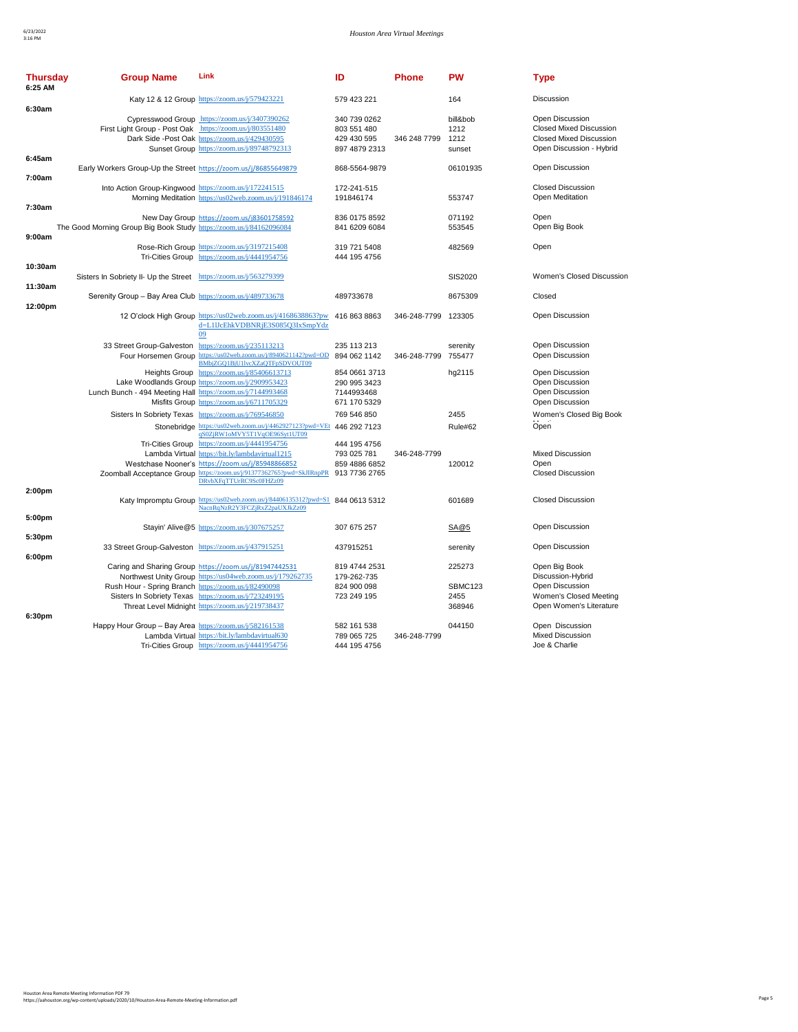| Thursday | Group Name | Link | ID | Phone | PW | Type |
|---|---|---|---|---|---|---|
| 6:25 AM | | | | | | |
| | Katy 12 & 12 Group | https://zoom.us/j/579423221 | 579 423 221 | | 164 | Discussion |
| 6:30am | | | | | | |
| | Cypresswood Group | https://zoom.us/j/3407390262 | 340 739 0262 | | bill&bob | Open Discussion |
| | First Light Group - Post Oak | https://zoom.us/j/803551480 | 803 551 480 | | 1212 | Closed Mixed Discussion |
| | Dark Side -Post Oak | https://zoom.us/j/429430595 | 429 430 595 | 346 248 7799 | 1212 | Closed Mixed Discussion |
| | Sunset Group | https://zoom.us/j/89748792313 | 897 4879 2313 | | sunset | Open Discussion - Hybrid |
| 6:45am | | | | | | |
| | Early Workers Group-Up the Street | https://zoom.us/j/86855649879 | 868-5564-9879 | | 06101935 | Open Discussion |
| 7:00am | | | | | | |
| | Into Action Group-Kingwood | https://zoom.us/j/172241515 | 172-241-515 | | | Closed Discussion |
| | Morning Meditation | https://us02web.zoom.us/j/191846174 | 191846174 | | 553747 | Open Meditation |
| 7:30am | | | | | | |
| | New Day Group | https://zoom.us/j83601758592 | 836 0175 8592 | | 071192 | Open |
| | The Good Morning Group Big Book Study | https://zoom.us/j/84162096084 | 841 6209 6084 | | 553545 | Open Big Book |
| 9:00am | | | | | | |
| | Rose-Rich Group | https://zoom.us/j/3197215408 | 319 721 5408 | | 482569 | Open |
| | Tri-Cities Group | https://zoom.us/j/4441954756 | 444 195 4756 | | | |
| 10:30am | | | | | | |
| | Sisters In Sobriety II- Up the Street | https://zoom.us/j/563279399 | | | SIS2020 | Women's Closed Discussion |
| 11:30am | | | | | | |
| | Serenity Group – Bay Area Club | https://zoom.us/j/489733678 | 489733678 | | 8675309 | Closed |
| 12:00pm | | | | | | |
| | 12 O'clock High Group | https://us02web.zoom.us/j/4168638863?pwd=L1lJcEhkVDBNRjE3S085Q3IxSmpYdz09 | 416 863 8863 | 346-248-7799 | 123305 | Open Discussion |
| | 33 Street Group-Galveston | https://zoom.us/j/235113213 | 235 113 213 | | serenity | Open Discussion |
| | Four Horsemen Group | https://us02web.zoom.us/j/8940621142?pwd=ODBMbjZGQ1BjU1lvcXZaQTFpSDVOUT09 | 894 062 1142 | 346-248-7799 | 755477 | Open Discussion |
| | Heights Group | https://zoom.us/j/85406613713 | 854 0661 3713 | | hg2115 | Open Discussion |
| | Lake Woodlands Group | https://zoom.us/j/2909953423 | 290 995 3423 | | | Open Discussion |
| | Lunch Bunch - 494 Meeting Hall | https://zoom.us/j/7144993468 | 7144993468 | | | Open Discussion |
| | Misfits Group | https://zoom.us/j/6711705329 | 671 170 5329 | | | Open Discussion |
| | Sisters In Sobriety Texas | https://zoom.us/j/769546850 | 769 546 850 | | 2455 | Women's Closed Big Book |
| | Stonebridge | https://us02web.zoom.us/j/4462927123?pwd=VEtqS0ZjRW1oMVY5T1VqOE96Syt1UT09 | 446 292 7123 | | Rule#62 | Open |
| | Tri-Cities Group | https://zoom.us/j/4441954756 | 444 195 4756 | | | |
| | Lambda Virtual | https://bit.ly/lambdavirtual1215 | 793 025 781 | 346-248-7799 | | Mixed Discussion |
| | Westchase Nooner's | https://zoom.us/j/85948866852 | 859 4886 6852 | | 120012 | Open |
| | Zoomball Acceptance Group | https://zoom.us/j/91377362765?pwd=SkJfRnpPRDRvbXFqTTUrRC9Sc0FHZz09 | 913 7736 2765 | | | Closed Discussion |
| 2:00pm | | | | | | |
| | Katy Impromptu Group | https://us02web.zoom.us/j/84406135312?pwd=S1NacnRqNzR2Y3FCZjRxZ2paUXJkZz09 | 844 0613 5312 | | 601689 | Closed Discussion |
| 5:00pm | | | | | | |
| | Stayin' Alive@5 | https://zoom.us/j/307675257 | 307 675 257 | | SA@5 | Open Discussion |
| 5:30pm | | | | | | |
| | 33 Street Group-Galveston | https://zoom.us/j/437915251 | 437915251 | | serenity | Open Discussion |
| 6:00pm | | | | | | |
| | Caring and Sharing Group | https://zoom.us/j/81947442531 | 819 4744 2531 | | 225273 | Open Big Book |
| | Northwest Unity Group | https://us04web.zoom.us/j/179262735 | 179-262-735 | | | Discussion-Hybrid |
| | Rush Hour - Spring Branch | https://zoom.us/j/82490098 | 824 900 098 | | SBMC123 | Open Discussion |
| | Sisters In Sobriety Texas | https://zoom.us/j/723249195 | 723 249 195 | | 2455 | Women's Closed Meeting |
| | Threat Level Midnight | https://zoom.us/j/219738437 | | | 368946 | Open Women's Literature |
| 6:30pm | | | | | | |
| | Happy Hour Group – Bay Area | https://zoom.us/j/582161538 | 582 161 538 | | 044150 | Open Discussion |
| | Lambda Virtual | https://bit.ly/lambdavirtual630 | 789 065 725 | 346-248-7799 | | Mixed Discussion |
| | Tri-Cities Group | https://zoom.us/j/4441954756 | 444 195 4756 | | | Joe & Charlie |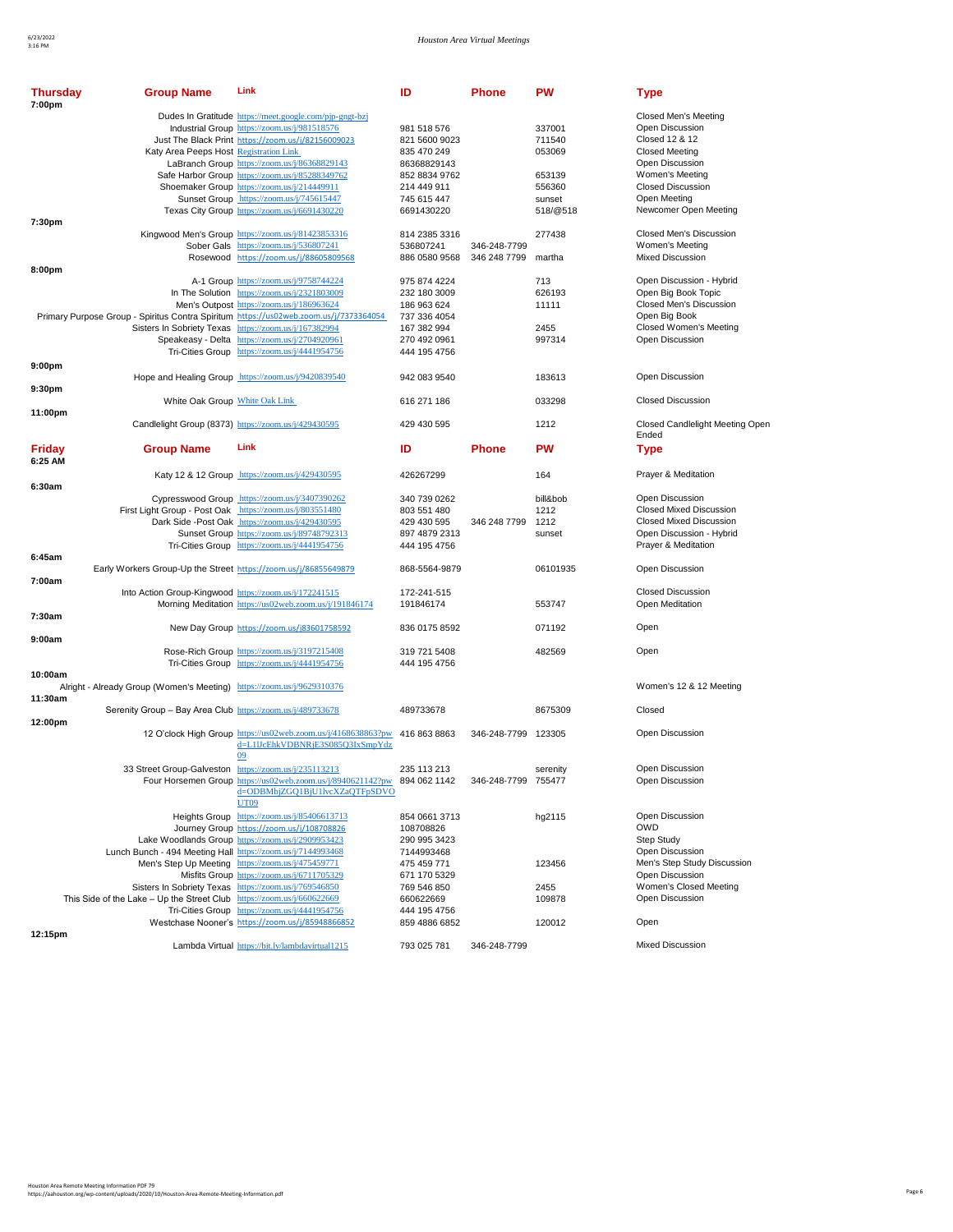| Thursday | Group Name | Link | ID | Phone | PW | Type |
|---|---|---|---|---|---|---|
| 7:00pm | | | | | | |
| | Dudes In Gratitude | https://meet.google.com/pjp-gngt-bzj | | | | Closed Men's Meeting |
| | Industrial Group | https://zoom.us/j/981518576 | 981 518 576 | | 337001 | Open Discussion |
| | Just The Black Print | https://zoom.us/j/82156009023 | 821 5600 9023 | | 711540 | Closed 12 & 12 |
| | Katy Area Peeps Host | Registration Link | 835 470 249 | | 053069 | Closed Meeting |
| | LaBranch Group | https://zoom.us/j/86368829143 | 86368829143 | | | Open Discussion |
| | Safe Harbor Group | https://zoom.us/j/85288349762 | 852 8834 9762 | | 653139 | Women's Meeting |
| | Shoemaker Group | https://zoom.us/j/214449911 | 214 449 911 | | 556360 | Closed Discussion |
| | Sunset Group | https://zoom.us/j/745615447 | 745 615 447 | | sunset | Open Meeting |
| | Texas City Group | https://zoom.us/j/6691430220 | 6691430220 | | 518/@518 | Newcomer Open Meeting |
| 7:30pm | | | | | | |
| | Kingwood Men's Group | https://zoom.us/j/81423853316 | 814 2385 3316 | | 277438 | Closed Men's Discussion |
| | Sober Gals | https://zoom.us/j/536807241 | 536807241 | 346-248-7799 | | Women's Meeting |
| | Rosewood | https://zoom.us/j/88605809568 | 886 0580 9568 | 346 248 7799 | martha | Mixed Discussion |
| 8:00pm | | | | | | |
| | A-1 Group | https://zoom.us/j/9758744224 | 975 874 4224 | | 713 | Open Discussion - Hybrid |
| | In The Solution | https://zoom.us/j/2321803009 | 232 180 3009 | | 626193 | Open Big Book Topic |
| | Men's Outpost | https://zoom.us/j/186963624 | 186 963 624 | | 11111 | Closed Men's Discussion |
| | Primary Purpose Group - Spiritus Contra Spiritum | https://us02web.zoom.us/j/7373364054 | 737 336 4054 | | | Open Big Book |
| | Sisters In Sobriety Texas | https://zoom.us/j/167382994 | 167 382 994 | | 2455 | Closed Women's Meeting |
| | Speakeasy - Delta | https://zoom.us/j/2704920961 | 270 492 0961 | | 997314 | Open Discussion |
| | Tri-Cities Group | https://zoom.us/j/4441954756 | 444 195 4756 | | | |
| 9:00pm | | | | | | |
| | Hope and Healing Group | https://zoom.us/j/9420839540 | 942 083 9540 | | 183613 | Open Discussion |
| 9:30pm | | | | | | |
| | White Oak Group | White Oak Link | 616 271 186 | | 033298 | Closed Discussion |
| 11:00pm | | | | | | |
| | Candlelight Group (8373) | https://zoom.us/j/429430595 | 429 430 595 | | 1212 | Closed Candlelight Meeting Open Ended |

| Friday | Group Name | Link | ID | Phone | PW | Type |
|---|---|---|---|---|---|---|
| 6:25 AM | | | | | | |
| | Katy 12 & 12 Group | https://zoom.us/j/429430595 | 426267299 | | 164 | Prayer & Meditation |
| 6:30am | | | | | | |
| | Cypresswood Group | https://zoom.us/j/3407390262 | 340 739 0262 | | bill&bob | Open Discussion |
| | First Light Group - Post Oak | https://zoom.us/j/803551480 | 803 551 480 | | 1212 | Closed Mixed Discussion |
| | Dark Side -Post Oak | https://zoom.us/j/429430595 | 429 430 595 | 346 248 7799 | 1212 | Closed Mixed Discussion |
| | Sunset Group | https://zoom.us/j/89748792313 | 897 4879 2313 | | sunset | Open Discussion - Hybrid |
| | Tri-Cities Group | https://zoom.us/j/4441954756 | 444 195 4756 | | | Prayer & Meditation |
| 6:45am | | | | | | |
| | Early Workers Group-Up the Street | https://zoom.us/j/86855649879 | 868-5564-9879 | | 06101935 | Open Discussion |
| 7:00am | | | | | | |
| | Into Action Group-Kingwood | https://zoom.us/j/172241515 | 172-241-515 | | | Closed Discussion |
| | Morning Meditation | https://us02web.zoom.us/j/191846174 | 191846174 | | 553747 | Open Meditation |
| 7:30am | | | | | | |
| | New Day Group | https://zoom.us/j83601758592 | 836 0175 8592 | | 071192 | Open |
| 9:00am | | | | | | |
| | Rose-Rich Group | https://zoom.us/j/3197215408 | 319 721 5408 | | 482569 | Open |
| | Tri-Cities Group | https://zoom.us/j/4441954756 | 444 195 4756 | | | |
| 10:00am | | | | | | |
| | Alright - Already Group (Women's Meeting) | https://zoom.us/j/9629310376 | | | | Women's 12 & 12 Meeting |
| 11:30am | | | | | | |
| | Serenity Group – Bay Area Club | https://zoom.us/j/489733678 | 489733678 | | 8675309 | Closed |
| 12:00pm | | | | | | |
| | 12 O'clock High Group | https://us02web.zoom.us/j/4168638863?pwd=L1lJcEhkVDBNRjE3S085Q3IxSmpYdz09 | 416 863 8863 | 346-248-7799 | 123305 | Open Discussion |
| | 33 Street Group-Galveston | https://zoom.us/j/235113213 | 235 113 213 | | serenity | Open Discussion |
| | Four Horsemen Group | https://us02web.zoom.us/j/8940621142?pwd=ODBMbjZGQ1BjU1lvcXZaQTFpSDVOUT09 | 894 062 1142 | 346-248-7799 | 755477 | Open Discussion |
| | Heights Group | https://zoom.us/j/85406613713 | 854 0661 3713 | | hg2115 | Open Discussion |
| | Journey Group | https://zoom.us/j/108708826 | 108708826 | | | OWD |
| | Lake Woodlands Group | https://zoom.us/j/2909953423 | 290 995 3423 | | | Step Study |
| | Lunch Bunch - 494 Meeting Hall | https://zoom.us/j/7144993468 | 7144993468 | | | Open Discussion |
| | Men's Step Up Meeting | https://zoom.us/j/475459771 | 475 459 771 | | 123456 | Men's Step Study Discussion |
| | Misfits Group | https://zoom.us/j/6711705329 | 671 170 5329 | | | Open Discussion |
| | Sisters In Sobriety Texas | https://zoom.us/j/769546850 | 769 546 850 | | 2455 | Women's Closed Meeting |
| | This Side of the Lake – Up the Street Club | https://zoom.us/j/660622669 | 660622669 | | 109878 | Open Discussion |
| | Tri-Cities Group | https://zoom.us/j/4441954756 | 444 195 4756 | | | |
| | Westchase Nooner's | https://zoom.us/j/85948866852 | 859 4886 6852 | | 120012 | Open |
| 12:15pm | | | | | | |
| | Lambda Virtual | https://bit.ly/lambdavirtual1215 | 793 025 781 | 346-248-7799 | | Mixed Discussion |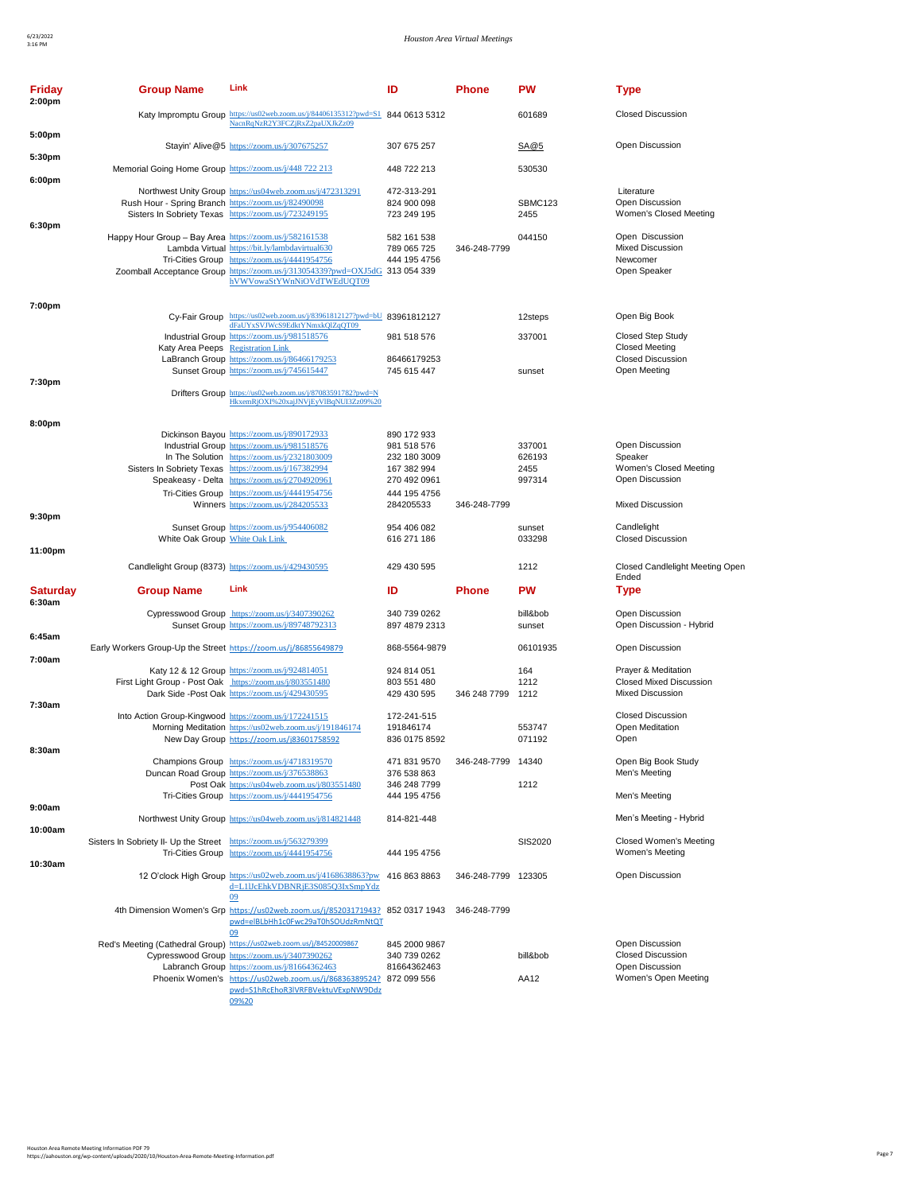| Friday | Group Name | Link | ID | Phone | PW | Type |
|---|---|---|---|---|---|---|
| 2:00pm | | | | | | |
| | Katy Impromptu Group | https://us02web.zoom.us/j/84406135312?pwd=S1NacnRqNzR2Y3FCZjRxZ2paUXJkZz09 | 844 0613 5312 | | 601689 | Closed Discussion |
| 5:00pm | | | | | | |
| | Stayin' Alive@5 | https://zoom.us/j/307675257 | 307 675 257 | | SA@5 | Open Discussion |
| 5:30pm | | | | | | |
| | Memorial Going Home Group | https://zoom.us/j/448 722 213 | 448 722 213 | | 530530 | |
| 6:00pm | | | | | | |
| | Northwest Unity Group | https://us04web.zoom.us/j/472313291 | 472-313-291 | | | Literature |
| | Rush Hour - Spring Branch | https://zoom.us/j/82490098 | 824 900 098 | | SBMC123 | Open Discussion |
| | Sisters In Sobriety Texas | https://zoom.us/j/723249195 | 723 249 195 | | 2455 | Women's Closed Meeting |
| 6:30pm | | | | | | |
| | Happy Hour Group – Bay Area | https://zoom.us/j/582161538 | 582 161 538 | | 044150 | Open Discussion |
| | Lambda Virtual | https://bit.ly/lambdavirtual630 | 789 065 725 | 346-248-7799 | | Mixed Discussion |
| | Tri-Cities Group | https://zoom.us/j/4441954756 | 444 195 4756 | | | Newcomer |
| | Zoomball Acceptance Group | https://zoom.us/j/313054339?pwd=OXJ5dGhVWVowaStYWnNiOVdTWEdUQT09 | 313 054 339 | | | Open Speaker |
| 7:00pm | | | | | | |
| | Cy-Fair Group | https://us02web.zoom.us/j/83961812127?pwd=bUdFaUYxSVJWcS9EdktYNmxkQlZqQT09 | 83961812127 | | 12steps | Open Big Book |
| | Industrial Group | https://zoom.us/j/981518576 | 981 518 576 | | 337001 | Closed Step Study |
| | Katy Area Peeps | Registration Link | | | | Closed Meeting |
| | LaBranch Group | https://zoom.us/j/86466179253 | 86466179253 | | | Closed Discussion |
| | Sunset Group | https://zoom.us/j/745615447 | 745 615 447 | | sunset | Open Meeting |
| 7:30pm | | | | | | |
| | Drifters Group | https://us02web.zoom.us/j/87083591782?pwd=NHkxemRjOXI%20xajJNVjEyVlBqNUI3Zz09%20 | | | | |
| 8:00pm | | | | | | |
| | Dickinson Bayou | https://zoom.us/j/890172933 | 890 172 933 | | | |
| | Industrial Group | https://zoom.us/j/981518576 | 981 518 576 | | 337001 | Open Discussion |
| | In The Solution | https://zoom.us/j/2321803009 | 232 180 3009 | | 626193 | Speaker |
| | Sisters In Sobriety Texas | https://zoom.us/j/167382994 | 167 382 994 | | 2455 | Women's Closed Meeting |
| | Speakeasy - Delta | https://zoom.us/j/2704920961 | 270 492 0961 | | 997314 | Open Discussion |
| | Tri-Cities Group | https://zoom.us/j/4441954756 | 444 195 4756 | | | |
| | Winners | https://zoom.us/j/284205533 | 284205533 | 346-248-7799 | | Mixed Discussion |
| 9:30pm | | | | | | |
| | Sunset Group | https://zoom.us/j/954406082 | 954 406 082 | | sunset | Candlelight |
| | White Oak Group | White Oak Link | 616 271 186 | | 033298 | Closed Discussion |
| 11:00pm | | | | | | |
| | Candlelight Group (8373) | https://zoom.us/j/429430595 | 429 430 595 | | 1212 | Closed Candlelight Meeting Open Ended |

| Saturday | Group Name | Link | ID | Phone | PW | Type |
|---|---|---|---|---|---|---|
| 6:30am | | | | | | |
| | Cypresswood Group | https://zoom.us/j/3407390262 | 340 739 0262 | | bill&bob | Open Discussion |
| | Sunset Group | https://zoom.us/j/89748792313 | 897 4879 2313 | | sunset | Open Discussion - Hybrid |
| 6:45am | | | | | | |
| | Early Workers Group-Up the Street | https://zoom.us/j/86855649879 | 868-5564-9879 | | 06101935 | Open Discussion |
| 7:00am | | | | | | |
| | Katy 12 & 12 Group | https://zoom.us/j/924814051 | 924 814 051 | | 164 | Prayer & Meditation |
| | First Light Group - Post Oak | https://zoom.us/j/803551480 | 803 551 480 | | 1212 | Closed Mixed Discussion |
| | Dark Side -Post Oak | https://zoom.us/j/429430595 | 429 430 595 | 346 248 7799 | 1212 | Mixed Discussion |
| 7:30am | | | | | | |
| | Into Action Group-Kingwood | https://zoom.us/j/172241515 | 172-241-515 | | | Closed Discussion |
| | Morning Meditation | https://us02web.zoom.us/j/191846174 | 191846174 | | 553747 | Open Meditation |
| | New Day Group | https://zoom.us/j83601758592 | 836 0175 8592 | | 071192 | Open |
| 8:30am | | | | | | |
| | Champions Group | https://zoom.us/j/4718319570 | 471 831 9570 | 346-248-7799 | 14340 | Open Big Book Study |
| | Duncan Road Group | https://zoom.us/j/376538863 | 376 538 863 | | | Men's Meeting |
| | Post Oak | https://us04web.zoom.us/j/803551480 | 346 248 7799 | | 1212 | |
| | Tri-Cities Group | https://zoom.us/j/4441954756 | 444 195 4756 | | | Men's Meeting |
| 9:00am | | | | | | |
| | Northwest Unity Group | https://us04web.zoom.us/j/814821448 | 814-821-448 | | | Men's Meeting - Hybrid |
| 10:00am | | | | | | |
| | Sisters In Sobriety II- Up the Street | https://zoom.us/j/563279399 | | | SIS2020 | Closed Women's Meeting |
| | Tri-Cities Group | https://zoom.us/j/4441954756 | 444 195 4756 | | | Women's Meeting |
| 10:30am | | | | | | |
| | 12 O'clock High Group | https://us02web.zoom.us/j/4168638863?pwd=L1UcEhkVDBNRjE3S085Q3IxSmpYdz09 | 416 863 8863 | 346-248-7799 | 123305 | Open Discussion |
| | 4th Dimension Women's Grp | https://us02web.zoom.us/j/85203171943?pwd=elBLbHh1c0Fwc29aT0hSOUdzRmNtQT09 | 852 0317 1943 | 346-248-7799 | | |
| | Red's Meeting (Cathedral Group) | https://us02web.zoom.us/j/84520009867 | 845 2000 9867 | | | Open Discussion |
| | Cypresswood Group | https://zoom.us/j/3407390262 | 340 739 0262 | | bill&bob | Closed Discussion |
| | Labranch Group | https://zoom.us/j/81664362463 | 81664362463 | | | Open Discussion |
| | Phoenix Women's | https://us02web.zoom.us/j/86836389524?pwd=S1hRcEhoR3lVRFBVektuVExpNW9Ddz09%20 | 872 099 556 | | AA12 | Women's Open Meeting |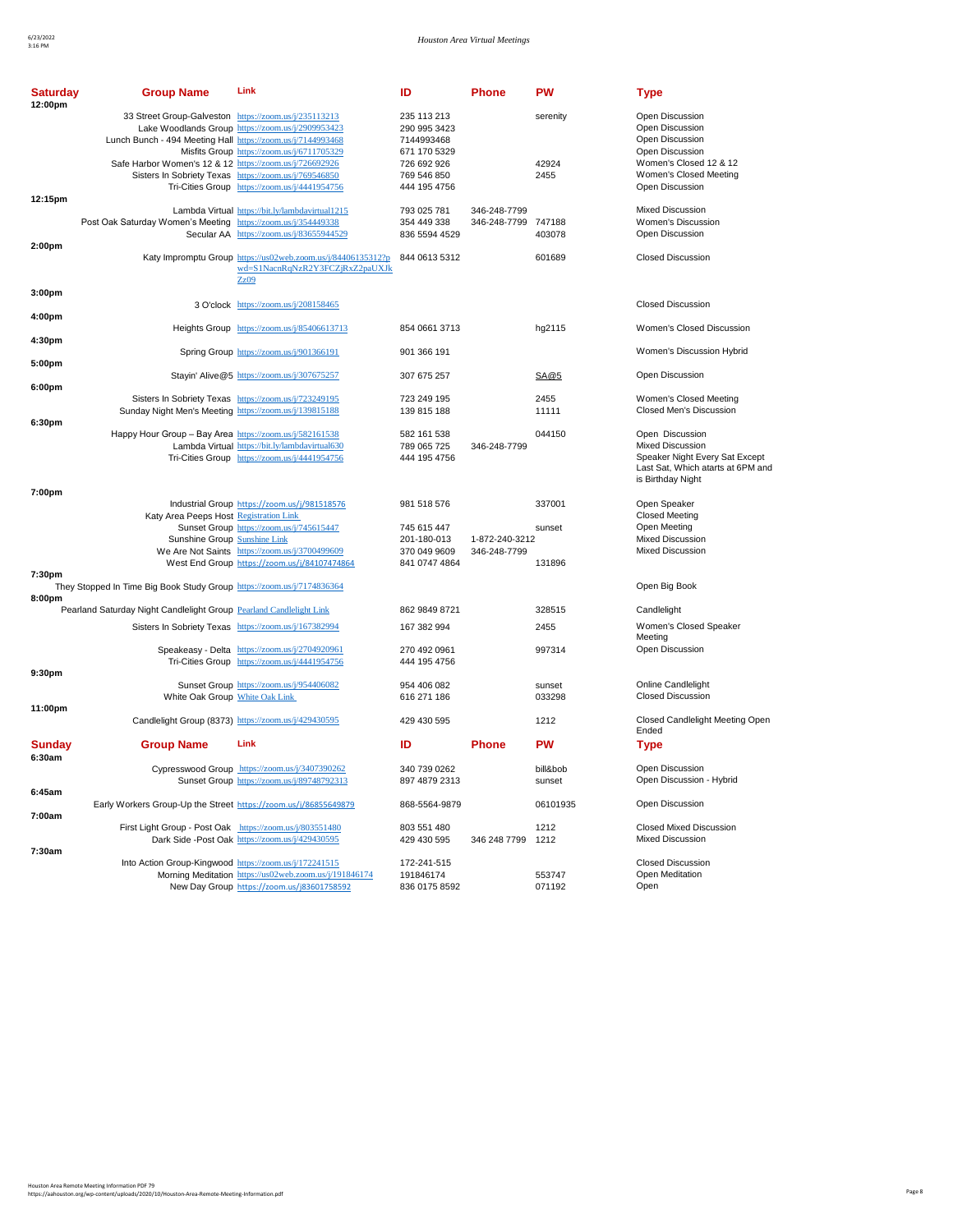| Saturday | Group Name | Link | ID | Phone | PW | Type |
|---|---|---|---|---|---|---|
| 12:00pm | | | | | | |
| | 33 Street Group-Galveston | https://zoom.us/j/235113213 | 235 113 213 | | serenity | Open Discussion |
| | Lake Woodlands Group | https://zoom.us/j/2909953423 | 290 995 3423 | | | Open Discussion |
| | Lunch Bunch - 494 Meeting Hall | https://zoom.us/j/7144993468 | 7144993468 | | | Open Discussion |
| | Misfits Group | https://zoom.us/j/6711705329 | 671 170 5329 | | | Open Discussion |
| | Safe Harbor Women's 12 & 12 | https://zoom.us/j/726692926 | 726 692 926 | | 42924 | Women's Closed 12 & 12 |
| | Sisters In Sobriety Texas | https://zoom.us/j/769546850 | 769 546 850 | | 2455 | Women's Closed Meeting |
| | Tri-Cities Group | https://zoom.us/j/4441954756 | 444 195 4756 | | | Open Discussion |
| 12:15pm | | | | | | |
| | Lambda Virtual | https://bit.ly/lambdavirtual1215 | 793 025 781 | 346-248-7799 | | Mixed Discussion |
| | Post Oak Saturday Women's Meeting | https://zoom.us/j/354449338 | 354 449 338 | 346-248-7799 | 747188 | Women's Discussion |
| | Secular AA | https://zoom.us/j/83655944529 | 836 5594 4529 | | 403078 | Open Discussion |
| 2:00pm | | | | | | |
| | Katy Impromptu Group | https://us02web.zoom.us/j/84406135312?pwd=S1NacnRqNzR2Y3FCZjRxZ2paUXJkZz09 | 844 0613 5312 | | 601689 | Closed Discussion |
| 3:00pm | | | | | | |
| | 3 O'clock | https://zoom.us/j/208158465 | | | | Closed Discussion |
| 4:00pm | | | | | | |
| | Heights Group | https://zoom.us/j/85406613713 | 854 0661 3713 | | hg2115 | Women's Closed Discussion |
| 4:30pm | | | | | | |
| | Spring Group | https://zoom.us/j/901366191 | 901 366 191 | | | Women's Discussion Hybrid |
| 5:00pm | | | | | | |
| | Stayin' Alive@5 | https://zoom.us/j/307675257 | 307 675 257 | | SA@5 | Open Discussion |
| 6:00pm | | | | | | |
| | Sisters In Sobriety Texas | https://zoom.us/j/723249195 | 723 249 195 | | 2455 | Women's Closed Meeting |
| | Sunday Night Men's Meeting | https://zoom.us/j/139815188 | 139 815 188 | | 11111 | Closed Men's Discussion |
| 6:30pm | | | | | | |
| | Happy Hour Group – Bay Area | https://zoom.us/j/582161538 | 582 161 538 | | 044150 | Open Discussion |
| | Lambda Virtual | https://bit.ly/lambdavirtual630 | 789 065 725 | 346-248-7799 | | Mixed Discussion |
| | Tri-Cities Group | https://zoom.us/j/4441954756 | 444 195 4756 | | | Speaker Night Every Sat Except Last Sat, Which atarts at 6PM and is Birthday Night |
| 7:00pm | | | | | | |
| | Industrial Group | https://zoom.us/j/981518576 | 981 518 576 | | 337001 | Open Speaker |
| | Katy Area Peeps Host | Registration Link | | | | Closed Meeting |
| | Sunset Group | https://zoom.us/j/745615447 | 745 615 447 | | sunset | Open Meeting |
| | Sunshine Group | Sunshine Link | 201-180-013 | 1-872-240-3212 | | Mixed Discussion |
| | We Are Not Saints | https://zoom.us/j/3700499609 | 370 049 9609 | 346-248-7799 | | Mixed Discussion |
| | West End Group | https://zoom.us/j/84107474864 | 841 0747 4864 | | 131896 | |
| 7:30pm | | | | | | |
| | They Stopped In Time Big Book Study Group | https://zoom.us/j/7174836364 | | | | Open Big Book |
| 8:00pm | | | | | | |
| | Pearland Saturday Night Candlelight Group | Pearland Candlelight Link | 862 9849 8721 | | 328515 | Candlelight |
| | Sisters In Sobriety Texas | https://zoom.us/j/167382994 | 167 382 994 | | 2455 | Women's Closed Speaker Meeting |
| | Speakeasy - Delta | https://zoom.us/j/2704920961 | 270 492 0961 | | 997314 | Open Discussion |
| | Tri-Cities Group | https://zoom.us/j/4441954756 | 444 195 4756 | | | |
| 9:30pm | | | | | | |
| | Sunset Group | https://zoom.us/j/954406082 | 954 406 082 | | sunset | Online Candlelight |
| | White Oak Group | White Oak Link | 616 271 186 | | 033298 | Closed Discussion |
| 11:00pm | | | | | | |
| | Candlelight Group (8373) | https://zoom.us/j/429430595 | 429 430 595 | | 1212 | Closed Candlelight Meeting Open Ended |

| Sunday | Group Name | Link | ID | Phone | PW | Type |
|---|---|---|---|---|---|---|
| 6:30am | | | | | | |
| | Cypresswood Group | https://zoom.us/j/3407390262 | 340 739 0262 | | bill&bob | Open Discussion |
| | Sunset Group | https://zoom.us/j/89748792313 | 897 4879 2313 | | sunset | Open Discussion - Hybrid |
| 6:45am | | | | | | |
| | Early Workers Group-Up the Street | https://zoom.us/j/86855649879 | 868-5564-9879 | | 06101935 | Open Discussion |
| 7:00am | | | | | | |
| | First Light Group - Post Oak | https://zoom.us/j/803551480 | 803 551 480 | | 1212 | Closed Mixed Discussion |
| | Dark Side -Post Oak | https://zoom.us/j/429430595 | 429 430 595 | 346 248 7799 | 1212 | Mixed Discussion |
| 7:30am | | | | | | |
| | Into Action Group-Kingwood | https://zoom.us/j/172241515 | 172-241-515 | | | Closed Discussion |
| | Morning Meditation | https://us02web.zoom.us/j/191846174 | 191846174 | | 553747 | Open Meditation |
| | New Day Group | https://zoom.us/j83601758592 | 836 0175 8592 | | 071192 | Open |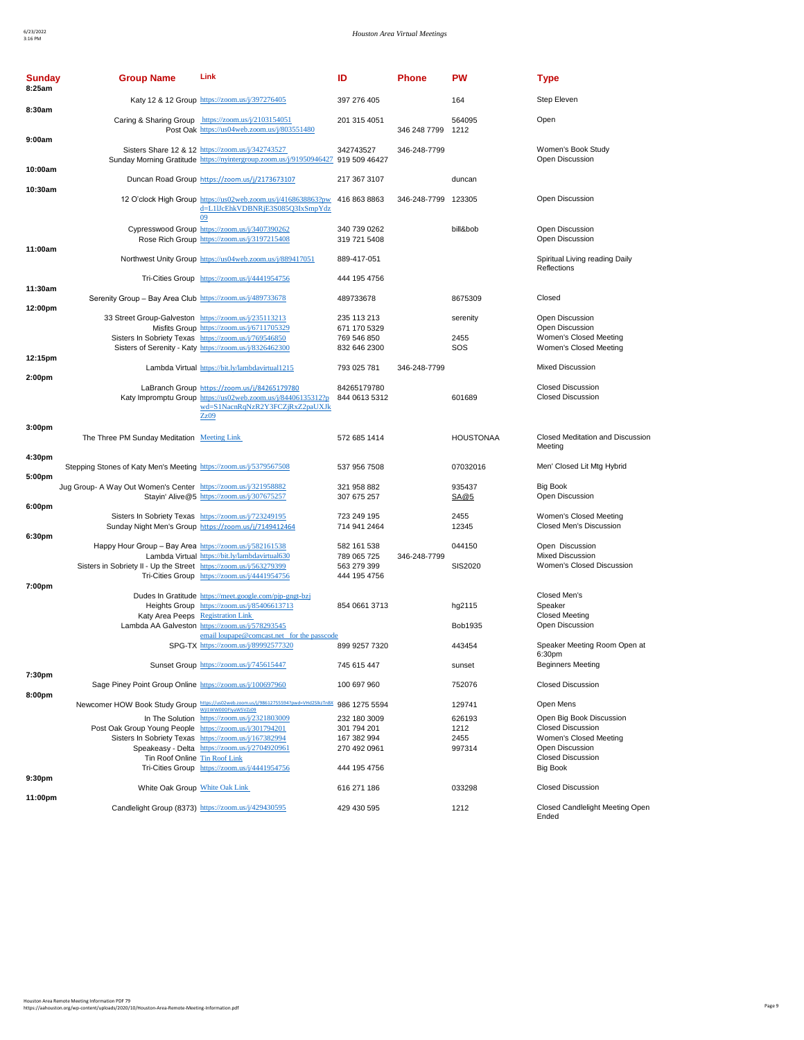| Sunday | Group Name | Link | ID | Phone | PW | Type |
|---|---|---|---|---|---|---|
| 8:25am | | | | | | |
| | Katy 12 & 12 Group | https://zoom.us/j/397276405 | 397 276 405 | | 164 | Step Eleven |
| 8:30am | | | | | | |
| | Caring & Sharing Group | https://zoom.us/j/2103154051 | 201 315 4051 | | 564095 | Open |
| | Post Oak | https://us04web.zoom.us/j/803551480 | | 346 248 7799 | 1212 | |
| 9:00am | | | | | | |
| | Sisters Share 12 & 12 | https://zoom.us/j/342743527 | 342743527 | 346-248-7799 | | Women's Book Study |
| | Sunday Morning Gratitude | https://nyintergroup.zoom.us/j/91950946427 | 919 509 46427 | | | Open Discussion |
| 10:00am | | | | | | |
| | Duncan Road Group | https://zoom.us/j/2173673107 | 217 367 3107 | | duncan | |
| 10:30am | | | | | | |
| | 12 O'clock High Group | https://us02web.zoom.us/j/4168638863?pwd=L1lJcEhkVDBNRjE3S085Q3lxSmpYdz09 | 416 863 8863 | 346-248-7799 | 123305 | Open Discussion |
| | Cypresswood Group | https://zoom.us/j/3407390262 | 340 739 0262 | | bill&bob | Open Discussion |
| | Rose Rich Group | https://zoom.us/j/3197215408 | 319 721 5408 | | | Open Discussion |
| 11:00am | | | | | | |
| | Northwest Unity Group | https://us04web.zoom.us/j/889417051 | 889-417-051 | | | Spiritual Living reading Daily Reflections |
| | Tri-Cities Group | https://zoom.us/j/4441954756 | 444 195 4756 | | | |
| 11:30am | | | | | | |
| | Serenity Group – Bay Area Club | https://zoom.us/j/489733678 | 489733678 | | 8675309 | Closed |
| 12:00pm | | | | | | |
| | 33 Street Group-Galveston | https://zoom.us/j/235113213 | 235 113 213 | | serenity | Open Discussion |
| | Misfits Group | https://zoom.us/j/6711705329 | 671 170 5329 | | | Open Discussion |
| | Sisters In Sobriety Texas | https://zoom.us/j/769546850 | 769 546 850 | | 2455 | Women's Closed Meeting |
| | Sisters of Serenity - Katy | https://zoom.us/j/8326462300 | 832 646 2300 | | SOS | Women's Closed Meeting |
| 12:15pm | | | | | | |
| | Lambda Virtual | https://bit.ly/lambdavirtual1215 | 793 025 781 | 346-248-7799 | | Mixed Discussion |
| 2:00pm | | | | | | |
| | LaBranch Group | https://zoom.us/j/84265179780 | 84265179780 | | | Closed Discussion |
| | Katy Impromptu Group | https://us02web.zoom.us/j/84406135312?pwd=S1NacnRqNzR2Y3FCZjRxZ2paUXJkZz09 | 844 0613 5312 | | 601689 | Closed Discussion |
| 3:00pm | | | | | | |
| | The Three PM Sunday Meditation | Meeting Link | 572 685 1414 | | HOUSTONAA | Closed Meditation and Discussion Meeting |
| 4:30pm | | | | | | |
| | Stepping Stones of Katy Men's Meeting | https://zoom.us/j/5379567508 | 537 956 7508 | | 07032016 | Men' Closed Lit Mtg Hybrid |
| 5:00pm | | | | | | |
| | Jug Group- A Way Out Women's Center | https://zoom.us/j/321958882 | 321 958 882 | | 935437 | Big Book |
| | Stayin' Alive@5 | https://zoom.us/j/307675257 | 307 675 257 | | SA@5 | Open Discussion |
| 6:00pm | | | | | | |
| | Sisters In Sobriety Texas | https://zoom.us/j/723249195 | 723 249 195 | | 2455 | Women's Closed Meeting |
| | Sunday Night Men's Group | https://zoom.us/j/7149412464 | 714 941 2464 | | 12345 | Closed Men's Discussion |
| 6:30pm | | | | | | |
| | Happy Hour Group – Bay Area | https://zoom.us/j/582161538 | 582 161 538 | | 044150 | Open Discussion |
| | Lambda Virtual | https://bit.ly/lambdavirtual630 | 789 065 725 | 346-248-7799 | | Mixed Discussion |
| | Sisters in Sobriety II - Up the Street | https://zoom.us/j/563279399 | 563 279 399 | | SIS2020 | Women's Closed Discussion |
| | Tri-Cities Group | https://zoom.us/j/4441954756 | 444 195 4756 | | | |
| 7:00pm | | | | | | |
| | Dudes In Gratitude | https://meet.google.com/pjp-gngt-bzj | | | | Closed Men's |
| | Heights Group | https://zoom.us/j/85406613713 | 854 0661 3713 | | hg2115 | Speaker |
| | Katy Area Peeps | Registration Link | | | | Closed Meeting |
| | Lambda AA Galveston | https://zoom.us/j/578293545 email loupape@comcast.net for the passcode | | | Bob1935 | Open Discussion |
| | SPG-TX | https://zoom.us/j/89992577320 | 899 9257 7320 | | 443454 | Speaker Meeting Room Open at 6:30pm |
| | Sunset Group | https://zoom.us/j/745615447 | 745 615 447 | | sunset | Beginners Meeting |
| 7:30pm | | | | | | |
| | Sage Piney Point Group Online | https://zoom.us/j/100697960 | 100 697 960 | | 752076 | Closed Discussion |
| 8:00pm | | | | | | |
| | Newcomer HOW Book Study Group | https://us02web.zoom.us/j/98612755594?pwd=VHd2SlkzTnBXWjl1WW00OFlyaW5vZz09 | 986 1275 5594 | | 129741 | Open Mens |
| | In The Solution | https://zoom.us/j/2321803009 | 232 180 3009 | | 626193 | Open Big Book Discussion |
| | Post Oak Group Young People | https://zoom.us/j/301794201 | 301 794 201 | | 1212 | Closed Discussion |
| | Sisters In Sobriety Texas | https://zoom.us/j/167382994 | 167 382 994 | | 2455 | Women's Closed Meeting |
| | Speakeasy - Delta | https://zoom.us/j/2704920961 | 270 492 0961 | | 997314 | Open Discussion |
| | Tin Roof Online | Tin Roof Link | | | | Closed Discussion |
| | Tri-Cities Group | https://zoom.us/j/4441954756 | 444 195 4756 | | | Big Book |
| 9:30pm | | | | | | |
| | White Oak Group | White Oak Link | 616 271 186 | | 033298 | Closed Discussion |
| 11:00pm | | | | | | |
| | Candlelight Group (8373) | https://zoom.us/j/429430595 | 429 430 595 | | 1212 | Closed Candlelight Meeting Open Ended |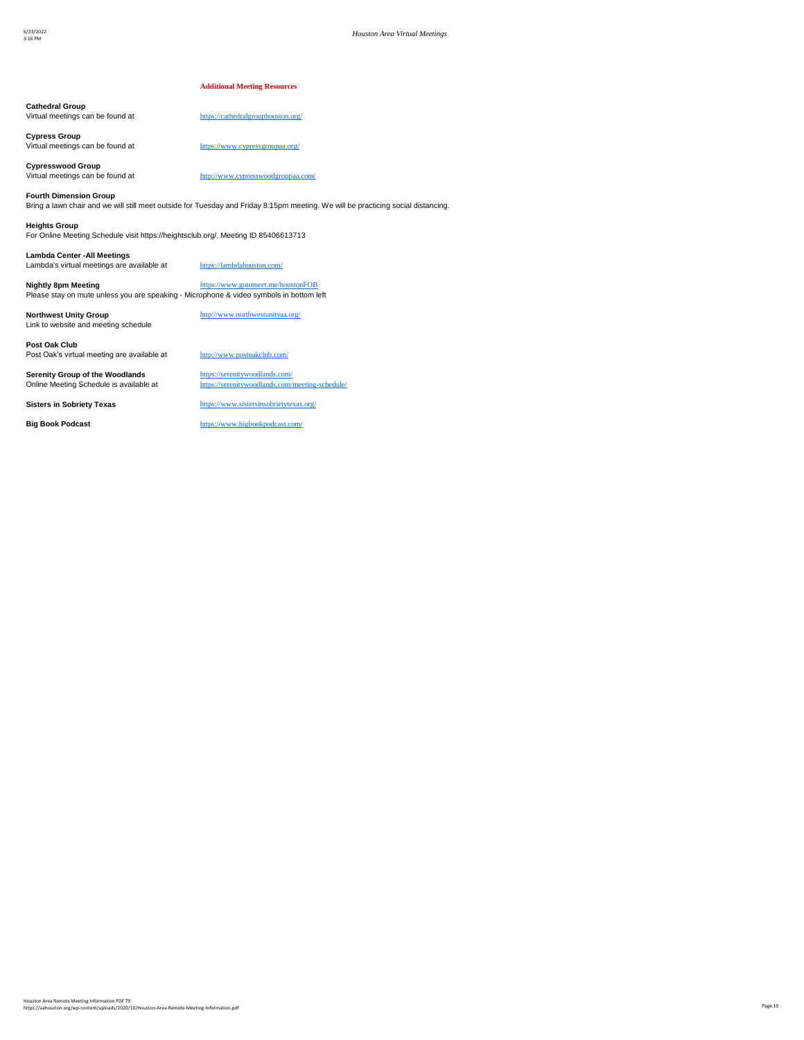## Additional Meeting Resources

**Cathedral Group**
Virtual meetings can be found at https://cathedralgrouphouston.org/

**Cypress Group**
Virtual meetings can be found at https://www.cypressgroupaa.org/

**Cypresswood Group**
Virtual meetings can be found at http://www.cypresswoodgroupaa.com/

**Fourth Dimension Group**
Bring a lawn chair and we will still meet outside for Tuesday and Friday 8:15pm meeting. We will be practicing social distancing.

**Heights Group**
For Online Meeting Schedule visit https://heightsclub.org/. Meeting ID 85406613713

**Lambda Center -All Meetings**
Lambda's virtual meetings are available at https://lambdahouston.com/

**Nightly 8pm Meeting** https://www.gotomeet.me/houstonFOB
Please stay on mute unless you are speaking - Microphone & video symbols in bottom left

**Northwest Unity Group** http://www.northwestunityaa.org/
Link to website and meeting schedule

**Post Oak Club**
Post Oak's virtual meeting are available at http://www.postoakclub.com/

**Serenity Group of the Woodlands** https://serenitywoodlands.com/
Online Meeting Schedule is available at https://serenitywoodlands.com/meeting-schedule/

**Sisters in Sobriety Texas** https://www.sistersinsobrietytexas.org/

**Big Book Podcast** https://www.bigbookpodcast.com/